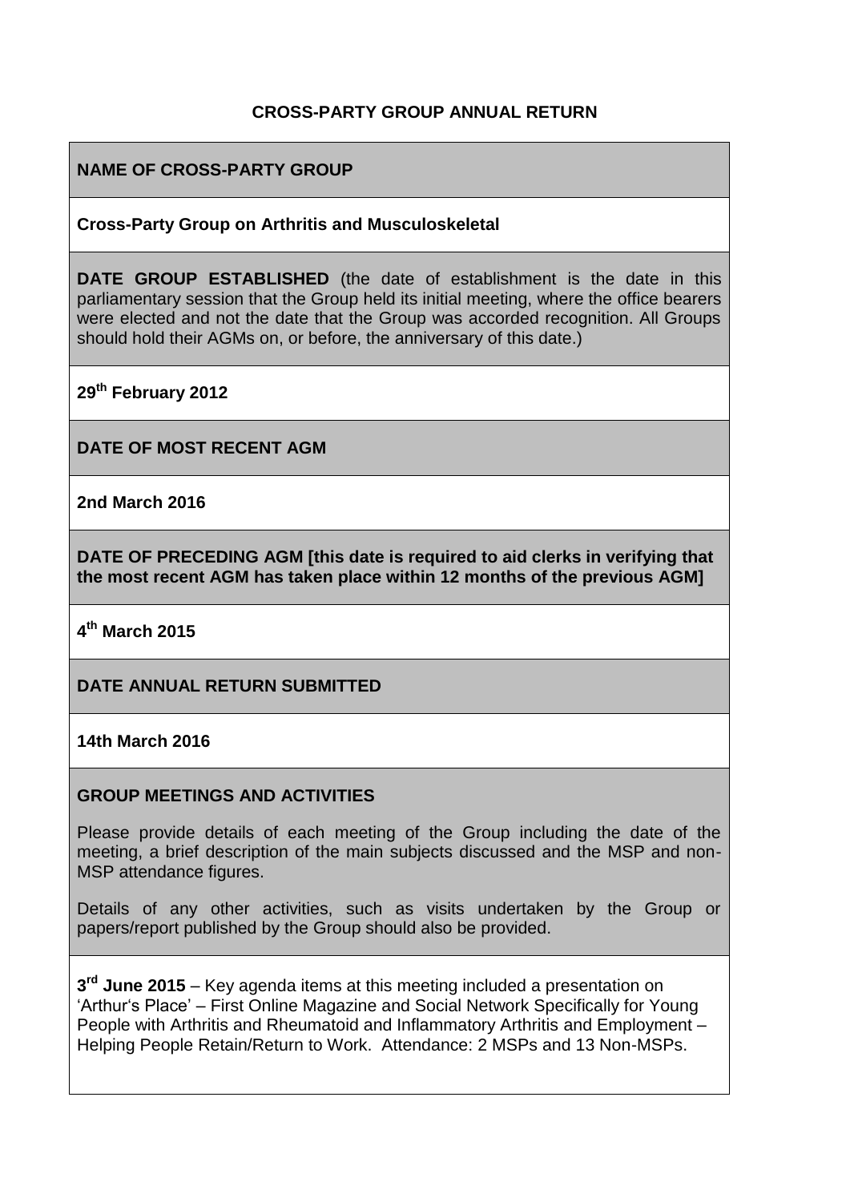# CROSS-PARTY GROUP ANNUAL RETURN

**NAME OF CROSS-PARTY GROUP**

**Cross-Party Group on Arthritis and Musculoskeletal**

**DATE GROUP ESTABLISHED** (the date of establishment is the date in this parliamentary session that the Group held its initial meeting, where the office bearers were elected and not the date that the Group was accorded recognition. All Groups should hold their AGMs on, or before, the anniversary of this date.)

**29th February 2012**

**DATE OF MOST RECENT AGM**

**2nd March 2016**

**DATE OF PRECEDING AGM [this date is required to aid clerks in verifying that the most recent AGM has taken place within 12 months of the previous AGM]**

**4th March 2015**

**DATE ANNUAL RETURN SUBMITTED**

**14th March 2016**

**GROUP MEETINGS AND ACTIVITIES**

Please provide details of each meeting of the Group including the date of the meeting, a brief description of the main subjects discussed and the MSP and non-MSP attendance figures.

Details of any other activities, such as visits undertaken by the Group or papers/report published by the Group should also be provided.

**3rd June 2015** – Key agenda items at this meeting included a presentation on 'Arthur's Place' – First Online Magazine and Social Network Specifically for Young People with Arthritis and Rheumatoid and Inflammatory Arthritis and Employment – Helping People Retain/Return to Work. Attendance: 2 MSPs and 13 Non-MSPs.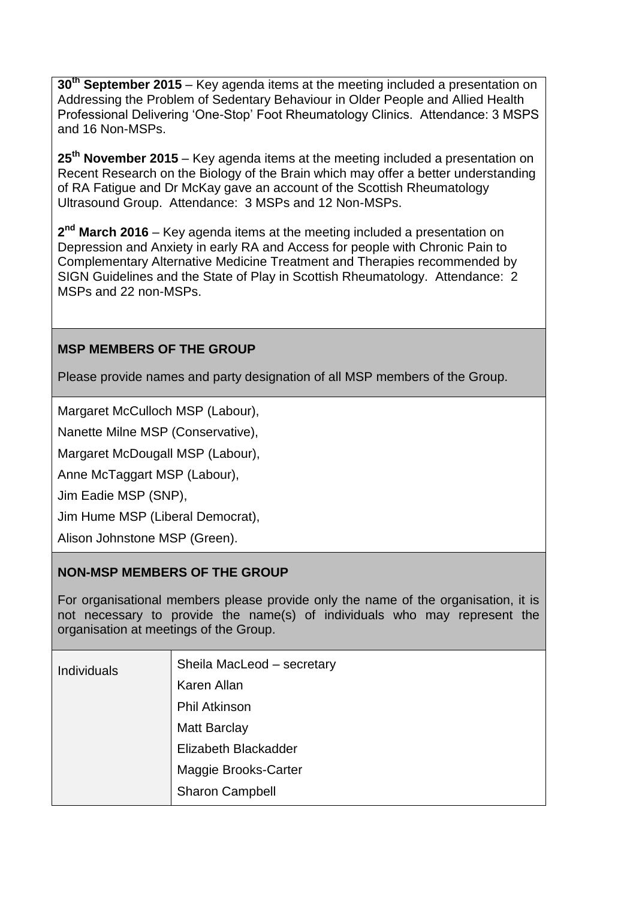**30th September 2015** – Key agenda items at the meeting included a presentation on Addressing the Problem of Sedentary Behaviour in Older People and Allied Health Professional Delivering 'One-Stop' Foot Rheumatology Clinics. Attendance: 3 MSPS and 16 Non-MSPs.

**25th November 2015** – Key agenda items at the meeting included a presentation on Recent Research on the Biology of the Brain which may offer a better understanding of RA Fatigue and Dr McKay gave an account of the Scottish Rheumatology Ultrasound Group. Attendance: 3 MSPs and 12 Non-MSPs.

**2nd March 2016** – Key agenda items at the meeting included a presentation on Depression and Anxiety in early RA and Access for people with Chronic Pain to Complementary Alternative Medicine Treatment and Therapies recommended by SIGN Guidelines and the State of Play in Scottish Rheumatology. Attendance: 2 MSPs and 22 non-MSPs.

## MSP MEMBERS OF THE GROUP

Please provide names and party designation of all MSP members of the Group.

Margaret McCulloch MSP (Labour),

Nanette Milne MSP (Conservative),

Margaret McDougall MSP (Labour),

Anne McTaggart MSP (Labour),

Jim Eadie MSP (SNP),

Jim Hume MSP (Liberal Democrat),

Alison Johnstone MSP (Green).

## NON-MSP MEMBERS OF THE GROUP

For organisational members please provide only the name of the organisation, it is not necessary to provide the name(s) of individuals who may represent the organisation at meetings of the Group.

| | |
|---|---|
| Individuals | Sheila MacLeod – secretary<br>Karen Allan<br>Phil Atkinson<br>Matt Barclay<br>Elizabeth Blackadder<br>Maggie Brooks-Carter<br>Sharon Campbell |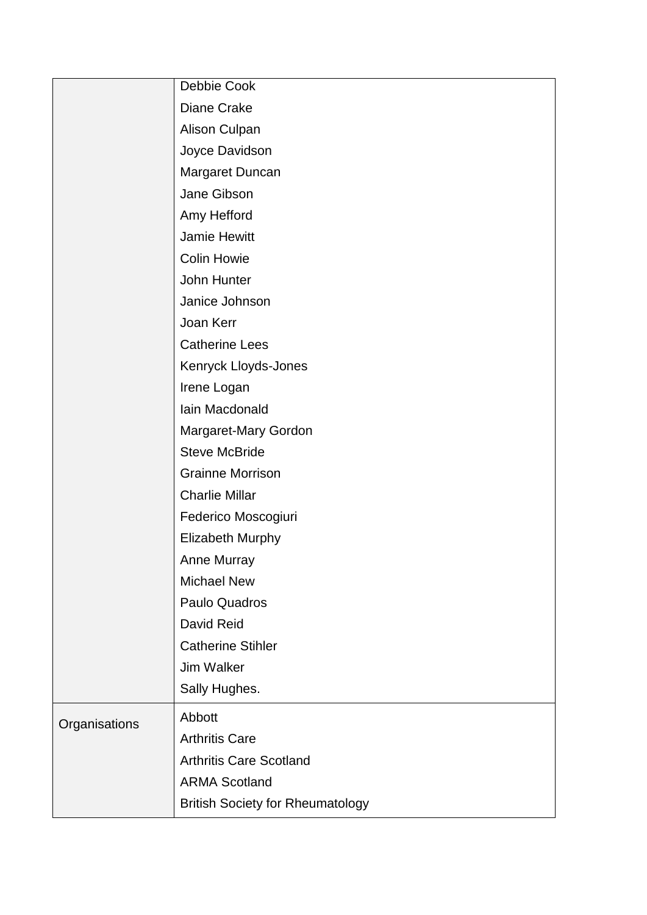| | |
|---|---|
| | Debbie Cook<br>Diane Crake<br>Alison Culpan<br>Joyce Davidson<br>Margaret Duncan<br>Jane Gibson<br>Amy Hefford<br>Jamie Hewitt<br>Colin Howie<br>John Hunter<br>Janice Johnson<br>Joan Kerr<br>Catherine Lees<br>Kenryck Lloyds-Jones<br>Irene Logan<br>Iain Macdonald<br>Margaret-Mary Gordon<br>Steve McBride<br>Grainne Morrison<br>Charlie Millar<br>Federico Moscogiuri<br>Elizabeth Murphy<br>Anne Murray<br>Michael New<br>Paulo Quadros<br>David Reid<br>Catherine Stihler<br>Jim Walker<br>Sally Hughes. |
| Organisations | Abbott<br>Arthritis Care<br>Arthritis Care Scotland<br>ARMA Scotland<br>British Society for Rheumatology |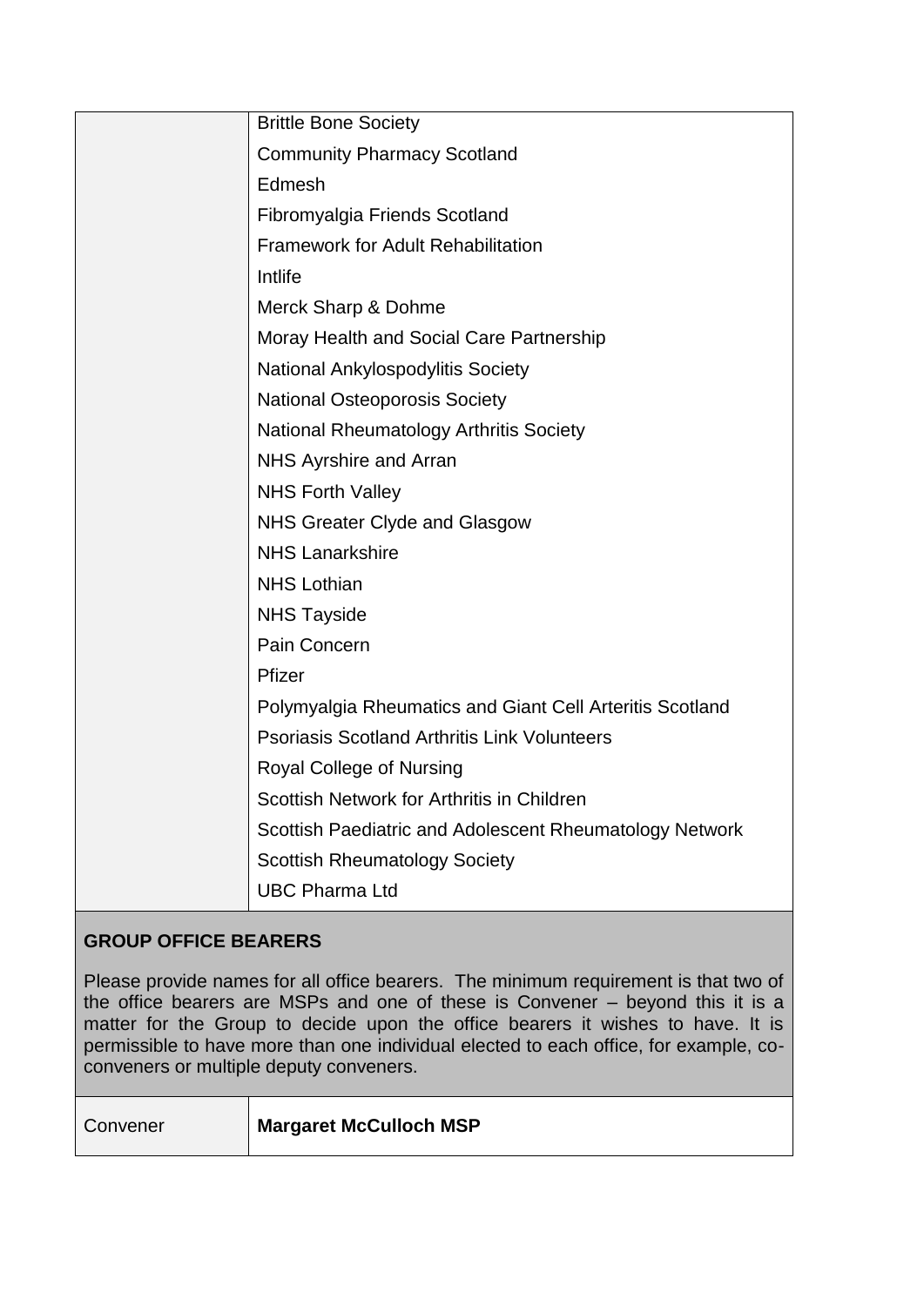| | |
|---|---|
| | Brittle Bone Society |
| | Community Pharmacy Scotland |
| | Edmesh |
| | Fibromyalgia Friends Scotland |
| | Framework for Adult Rehabilitation |
| | Intlife |
| | Merck Sharp & Dohme |
| | Moray Health and Social Care Partnership |
| | National Ankylospodylitis Society |
| | National Osteoporosis Society |
| | National Rheumatology Arthritis Society |
| | NHS Ayrshire and Arran |
| | NHS Forth Valley |
| | NHS Greater Clyde and Glasgow |
| | NHS Lanarkshire |
| | NHS Lothian |
| | NHS Tayside |
| | Pain Concern |
| | Pfizer |
| | Polymyalgia Rheumatics and Giant Cell Arteritis Scotland |
| | Psoriasis Scotland Arthritis Link Volunteers |
| | Royal College of Nursing |
| | Scottish Network for Arthritis in Children |
| | Scottish Paediatric and Adolescent Rheumatology Network |
| | Scottish Rheumatology Society |
| | UBC Pharma Ltd |

**GROUP OFFICE BEARERS**

Please provide names for all office bearers. The minimum requirement is that two of the office bearers are MSPs and one of these is Convener – beyond this it is a matter for the Group to decide upon the office bearers it wishes to have. It is permissible to have more than one individual elected to each office, for example, co-conveners or multiple deputy conveners.

| | |
|---|---|
| Convener | **Margaret McCulloch MSP** |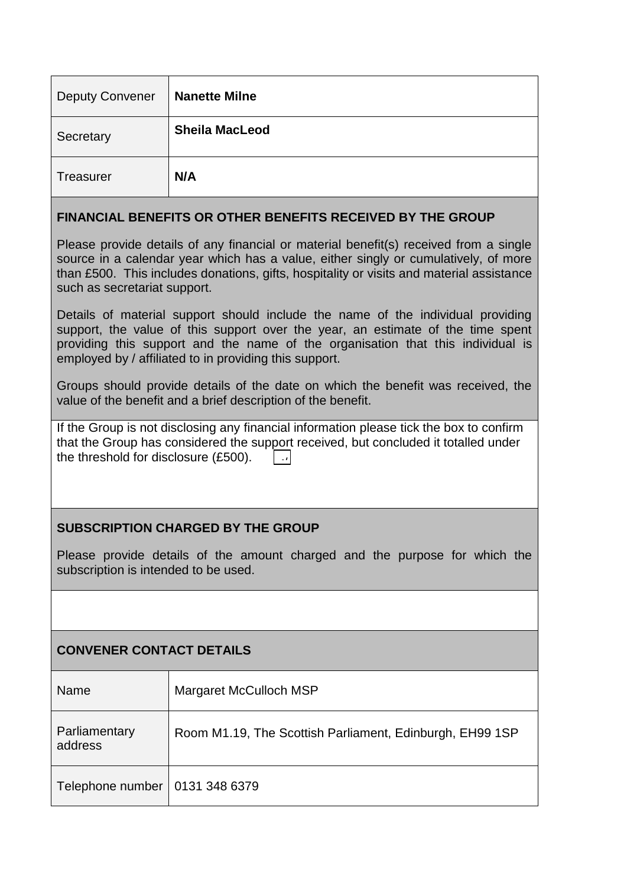| | |
|---|---|
| Deputy Convener | **Nanette Milne** |
| Secretary | **Sheila MacLeod** |
| Treasurer | **N/A** |

**FINANCIAL BENEFITS OR OTHER BENEFITS RECEIVED BY THE GROUP**

Please provide details of any financial or material benefit(s) received from a single source in a calendar year which has a value, either singly or cumulatively, of more than £500. This includes donations, gifts, hospitality or visits and material assistance such as secretariat support.

Details of material support should include the name of the individual providing support, the value of this support over the year, an estimate of the time spent providing this support and the name of the organisation that this individual is employed by / affiliated to in providing this support.

Groups should provide details of the date on which the benefit was received, the value of the benefit and a brief description of the benefit.

If the Group is not disclosing any financial information please tick the box to confirm that the Group has considered the support received, but concluded it totalled under the threshold for disclosure (£500). ☑

**SUBSCRIPTION CHARGED BY THE GROUP**

Please provide details of the amount charged and the purpose for which the subscription is intended to be used.

**CONVENER CONTACT DETAILS**

| | |
|---|---|
| Name | Margaret McCulloch MSP |
| Parliamentary address | Room M1.19, The Scottish Parliament, Edinburgh, EH99 1SP |
| Telephone number | 0131 348 6379 |